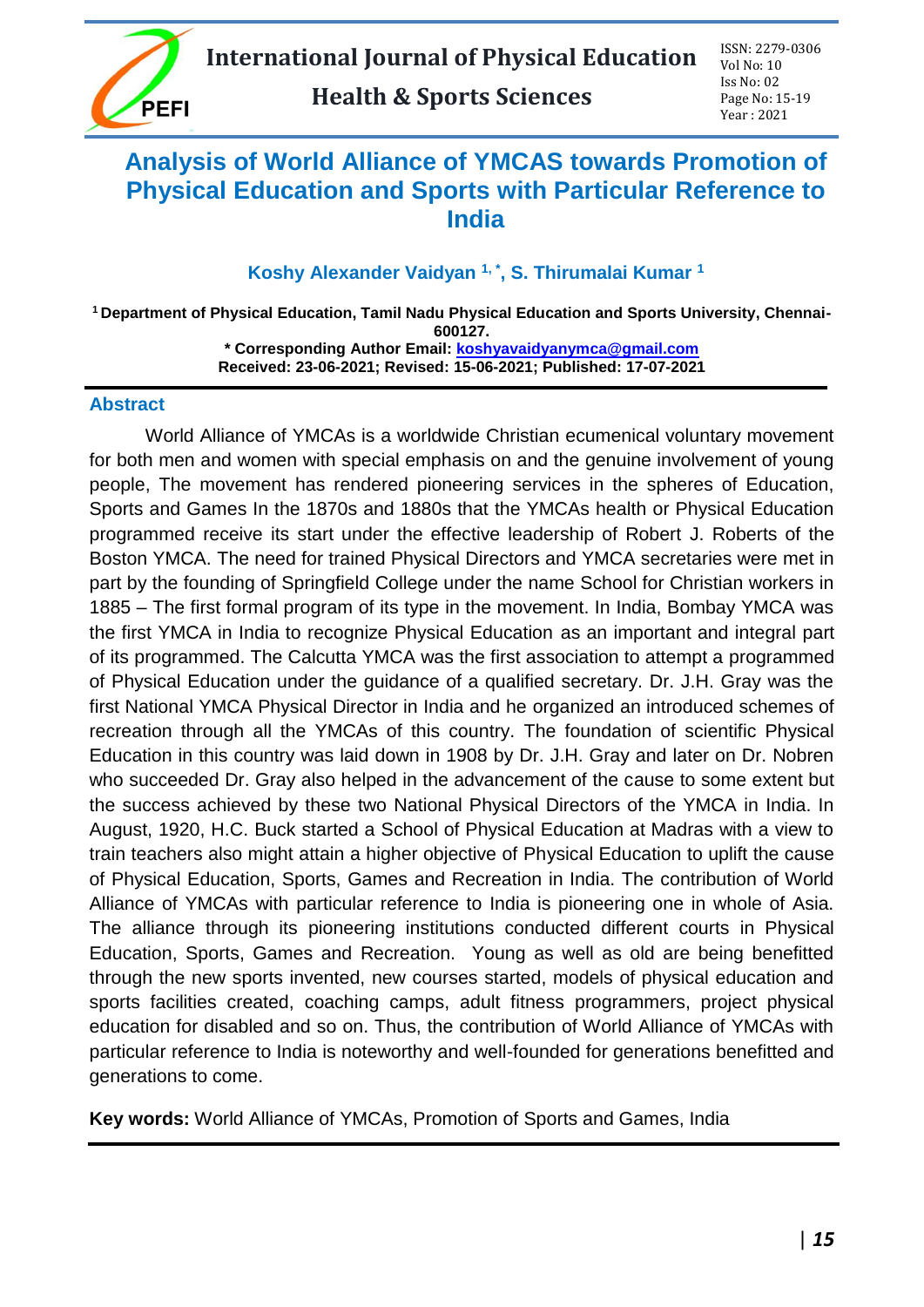# Analysis of World Alliance of YMCAS towards Promotion of Physical Education and Sports with Particular Reference to India

**Koshy Alexander Vaidyan [1,*], S. Thirumalai Kumar [1]**

**[1] Department of Physical Education, Tamil Nadu Physical Education and Sports University, Chennai-600127.**

**\* Corresponding Author Email: koshyavaidyanymca@gmail.com**

**Received: 23-06-2021; Revised: 15-06-2021; Published: 17-07-2021**

## Abstract

World Alliance of YMCAs is a worldwide Christian ecumenical voluntary movement for both men and women with special emphasis on and the genuine involvement of young people, The movement has rendered pioneering services in the spheres of Education, Sports and Games In the 1870s and 1880s that the YMCAs health or Physical Education programmed receive its start under the effective leadership of Robert J. Roberts of the Boston YMCA. The need for trained Physical Directors and YMCA secretaries were met in part by the founding of Springfield College under the name School for Christian workers in 1885 – The first formal program of its type in the movement. In India, Bombay YMCA was the first YMCA in India to recognize Physical Education as an important and integral part of its programmed. The Calcutta YMCA was the first association to attempt a programmed of Physical Education under the guidance of a qualified secretary. Dr. J.H. Gray was the first National YMCA Physical Director in India and he organized an introduced schemes of recreation through all the YMCAs of this country. The foundation of scientific Physical Education in this country was laid down in 1908 by Dr. J.H. Gray and later on Dr. Nobren who succeeded Dr. Gray also helped in the advancement of the cause to some extent but the success achieved by these two National Physical Directors of the YMCA in India. In August, 1920, H.C. Buck started a School of Physical Education at Madras with a view to train teachers also might attain a higher objective of Physical Education to uplift the cause of Physical Education, Sports, Games and Recreation in India. The contribution of World Alliance of YMCAs with particular reference to India is pioneering one in whole of Asia. The alliance through its pioneering institutions conducted different courts in Physical Education, Sports, Games and Recreation. Young as well as old are being benefitted through the new sports invented, new courses started, models of physical education and sports facilities created, coaching camps, adult fitness programmers, project physical education for disabled and so on. Thus, the contribution of World Alliance of YMCAs with particular reference to India is noteworthy and well-founded for generations benefitted and generations to come.

**Key words:** World Alliance of YMCAs, Promotion of Sports and Games, India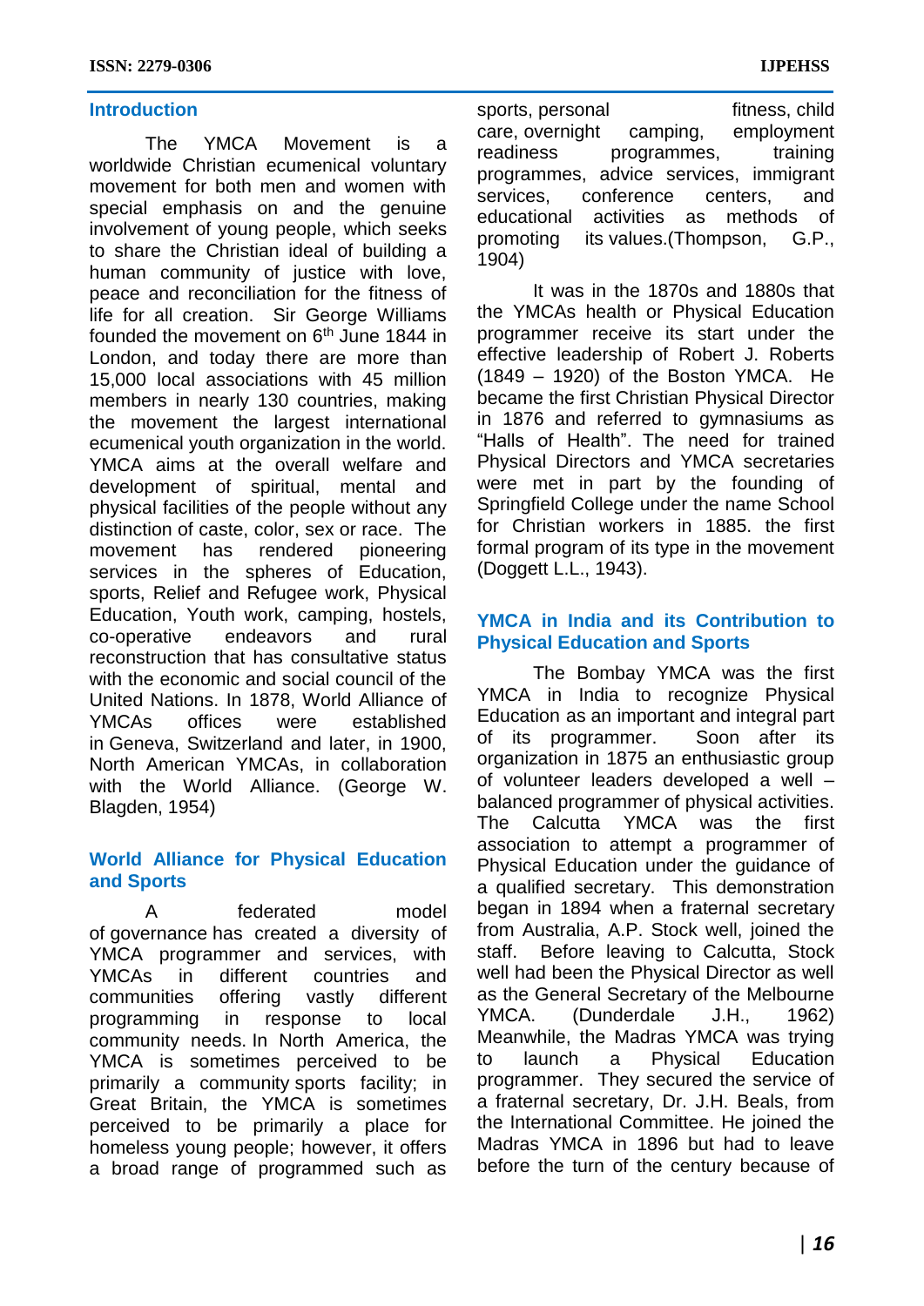## Introduction

The YMCA Movement is a worldwide Christian ecumenical voluntary movement for both men and women with special emphasis on and the genuine involvement of young people, which seeks to share the Christian ideal of building a human community of justice with love, peace and reconciliation for the fitness of life for all creation. Sir George Williams founded the movement on 6th June 1844 in London, and today there are more than 15,000 local associations with 45 million members in nearly 130 countries, making the movement the largest international ecumenical youth organization in the world. YMCA aims at the overall welfare and development of spiritual, mental and physical facilities of the people without any distinction of caste, color, sex or race. The movement has rendered pioneering services in the spheres of Education, sports, Relief and Refugee work, Physical Education, Youth work, camping, hostels, co-operative endeavors and rural reconstruction that has consultative status with the economic and social council of the United Nations. In 1878, World Alliance of YMCAs offices were established in Geneva, Switzerland and later, in 1900, North American YMCAs, in collaboration with the World Alliance. (George W. Blagden, 1954)

## World Alliance for Physical Education and Sports

A federated model of governance has created a diversity of YMCA programmer and services, with YMCAs in different countries and communities offering vastly different programming in response to local community needs. In North America, the YMCA is sometimes perceived to be primarily a community sports facility; in Great Britain, the YMCA is sometimes perceived to be primarily a place for homeless young people; however, it offers a broad range of programmed such as sports, personal fitness, child care, overnight camping, employment readiness programmes, training programmes, advice services, immigrant services, conference centers, and educational activities as methods of promoting its values.(Thompson, G.P., 1904)

It was in the 1870s and 1880s that the YMCAs health or Physical Education programmer receive its start under the effective leadership of Robert J. Roberts (1849 – 1920) of the Boston YMCA. He became the first Christian Physical Director in 1876 and referred to gymnasiums as "Halls of Health". The need for trained Physical Directors and YMCA secretaries were met in part by the founding of Springfield College under the name School for Christian workers in 1885. the first formal program of its type in the movement (Doggett L.L., 1943).

## YMCA in India and its Contribution to Physical Education and Sports

The Bombay YMCA was the first YMCA in India to recognize Physical Education as an important and integral part of its programmer. Soon after its organization in 1875 an enthusiastic group of volunteer leaders developed a well – balanced programmer of physical activities. The Calcutta YMCA was the first association to attempt a programmer of Physical Education under the guidance of a qualified secretary. This demonstration began in 1894 when a fraternal secretary from Australia, A.P. Stock well, joined the staff. Before leaving to Calcutta, Stock well had been the Physical Director as well as the General Secretary of the Melbourne YMCA. (Dunderdale J.H., 1962) Meanwhile, the Madras YMCA was trying to launch a Physical Education programmer. They secured the service of a fraternal secretary, Dr. J.H. Beals, from the International Committee. He joined the Madras YMCA in 1896 but had to leave before the turn of the century because of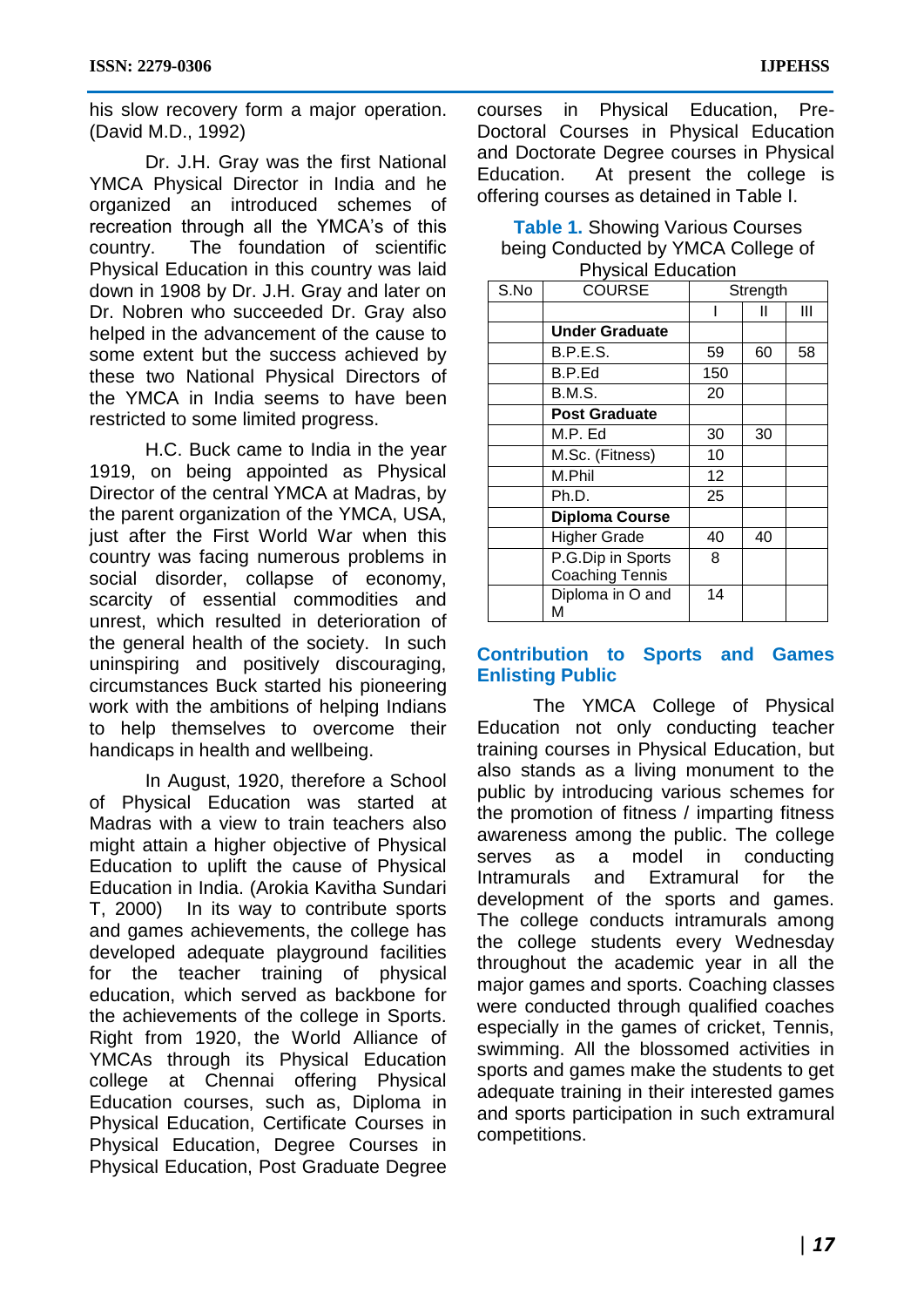his slow recovery form a major operation. (David M.D., 1992)

Dr. J.H. Gray was the first National YMCA Physical Director in India and he organized an introduced schemes of recreation through all the YMCA's of this country. The foundation of scientific Physical Education in this country was laid down in 1908 by Dr. J.H. Gray and later on Dr. Nobren who succeeded Dr. Gray also helped in the advancement of the cause to some extent but the success achieved by these two National Physical Directors of the YMCA in India seems to have been restricted to some limited progress.

H.C. Buck came to India in the year 1919, on being appointed as Physical Director of the central YMCA at Madras, by the parent organization of the YMCA, USA, just after the First World War when this country was facing numerous problems in social disorder, collapse of economy, scarcity of essential commodities and unrest, which resulted in deterioration of the general health of the society. In such uninspiring and positively discouraging, circumstances Buck started his pioneering work with the ambitions of helping Indians to help themselves to overcome their handicaps in health and wellbeing.

In August, 1920, therefore a School of Physical Education was started at Madras with a view to train teachers also might attain a higher objective of Physical Education to uplift the cause of Physical Education in India. (Arokia Kavitha Sundari T, 2000) In its way to contribute sports and games achievements, the college has developed adequate playground facilities for the teacher training of physical education, which served as backbone for the achievements of the college in Sports. Right from 1920, the World Alliance of YMCAs through its Physical Education college at Chennai offering Physical Education courses, such as, Diploma in Physical Education, Certificate Courses in Physical Education, Degree Courses in Physical Education, Post Graduate Degree courses in Physical Education, Pre-Doctoral Courses in Physical Education and Doctorate Degree courses in Physical Education. At present the college is offering courses as detained in Table I.

**Table 1.** Showing Various Courses being Conducted by YMCA College of Physical Education

| S.No | COURSE | Strength | | |
|---|---|---|---|---|
| | | I | II | III |
| | **Under Graduate** | | | |
| | B.P.E.S. | 59 | 60 | 58 |
| | B.P.Ed | 150 | | |
| | B.M.S. | 20 | | |
| | **Post Graduate** | | | |
| | M.P. Ed | 30 | 30 | |
| | M.Sc. (Fitness) | 10 | | |
| | M.Phil | 12 | | |
| | Ph.D. | 25 | | |
| | **Diploma Course** | | | |
| | Higher Grade | 40 | 40 | |
| | P.G.Dip in Sports Coaching Tennis | 8 | | |
| | Diploma in O and M | 14 | | |

## Contribution to Sports and Games Enlisting Public

The YMCA College of Physical Education not only conducting teacher training courses in Physical Education, but also stands as a living monument to the public by introducing various schemes for the promotion of fitness / imparting fitness awareness among the public. The college serves as a model in conducting Intramurals and Extramural for the development of the sports and games. The college conducts intramurals among the college students every Wednesday throughout the academic year in all the major games and sports. Coaching classes were conducted through qualified coaches especially in the games of cricket, Tennis, swimming. All the blossomed activities in sports and games make the students to get adequate training in their interested games and sports participation in such extramural competitions.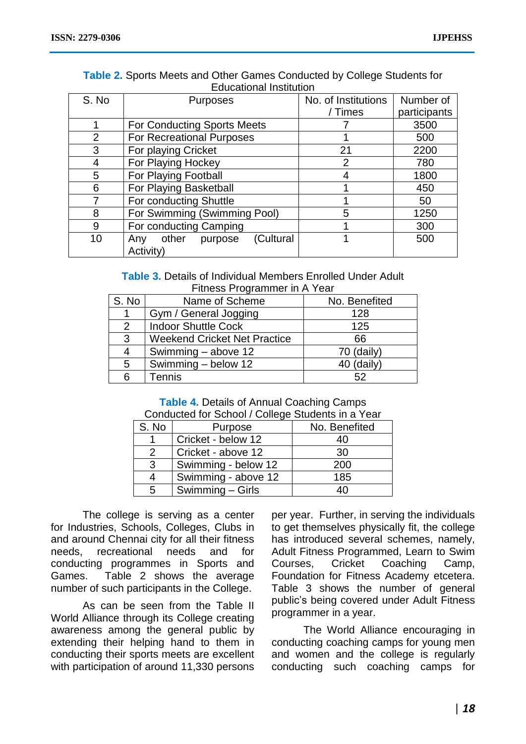**Table 2.** Sports Meets and Other Games Conducted by College Students for Educational Institution

| S. No | Purposes | No. of Institutions / Times | Number of participants |
|---|---|---|---|
| 1 | For Conducting Sports Meets | 7 | 3500 |
| 2 | For Recreational Purposes | 1 | 500 |
| 3 | For playing Cricket | 21 | 2200 |
| 4 | For Playing Hockey | 2 | 780 |
| 5 | For Playing Football | 4 | 1800 |
| 6 | For Playing Basketball | 1 | 450 |
| 7 | For conducting Shuttle | 1 | 50 |
| 8 | For Swimming (Swimming Pool) | 5 | 1250 |
| 9 | For conducting Camping | 1 | 300 |
| 10 | Any other purpose (Cultural Activity) | 1 | 500 |

**Table 3.** Details of Individual Members Enrolled Under Adult Fitness Programmer in A Year

| S. No | Name of Scheme | No. Benefited |
|---|---|---|
| 1 | Gym / General Jogging | 128 |
| 2 | Indoor Shuttle Cock | 125 |
| 3 | Weekend Cricket Net Practice | 66 |
| 4 | Swimming – above 12 | 70 (daily) |
| 5 | Swimming – below 12 | 40 (daily) |
| 6 | Tennis | 52 |

**Table 4.** Details of Annual Coaching Camps Conducted for School / College Students in a Year

| S. No | Purpose | No. Benefited |
|---|---|---|
| 1 | Cricket - below 12 | 40 |
| 2 | Cricket - above 12 | 30 |
| 3 | Swimming - below 12 | 200 |
| 4 | Swimming - above 12 | 185 |
| 5 | Swimming – Girls | 40 |

The college is serving as a center for Industries, Schools, Colleges, Clubs in and around Chennai city for all their fitness needs, recreational needs and for conducting programmes in Sports and Games. Table 2 shows the average number of such participants in the College.

As can be seen from the Table II World Alliance through its College creating awareness among the general public by extending their helping hand to them in conducting their sports meets are excellent with participation of around 11,330 persons per year. Further, in serving the individuals to get themselves physically fit, the college has introduced several schemes, namely, Adult Fitness Programmed, Learn to Swim Courses, Cricket Coaching Camp, Foundation for Fitness Academy etcetera. Table 3 shows the number of general public's being covered under Adult Fitness programmer in a year.

The World Alliance encouraging in conducting coaching camps for young men and women and the college is regularly conducting such coaching camps for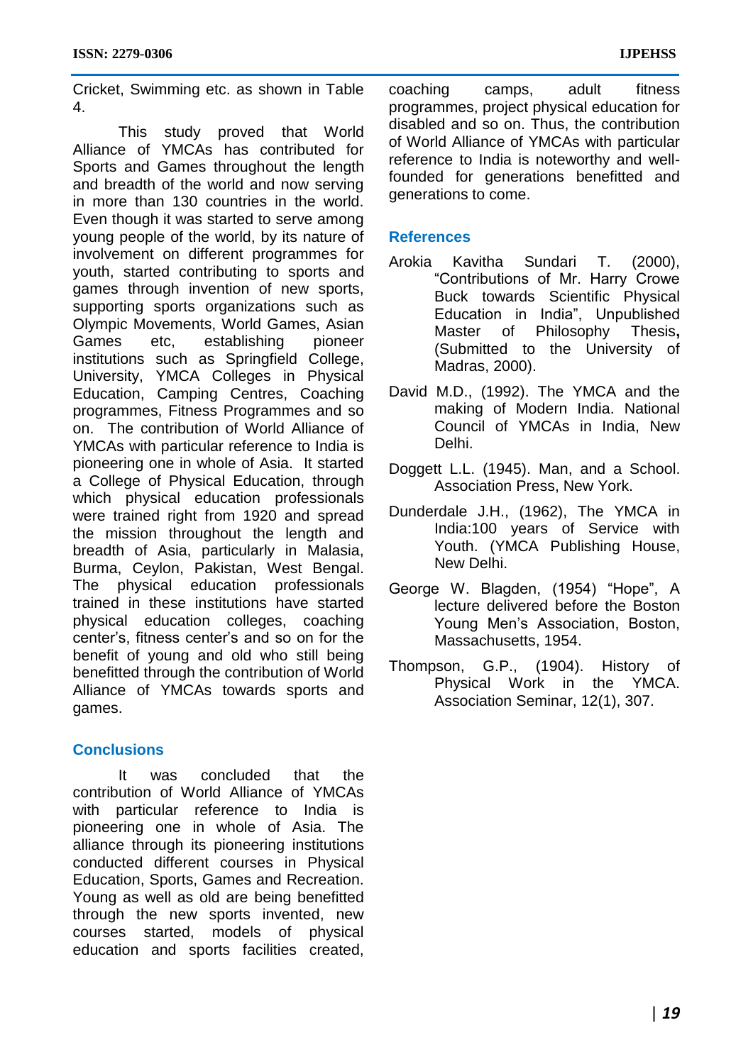Cricket, Swimming etc. as shown in Table 4.

This study proved that World Alliance of YMCAs has contributed for Sports and Games throughout the length and breadth of the world and now serving in more than 130 countries in the world. Even though it was started to serve among young people of the world, by its nature of involvement on different programmes for youth, started contributing to sports and games through invention of new sports, supporting sports organizations such as Olympic Movements, World Games, Asian Games etc, establishing pioneer institutions such as Springfield College, University, YMCA Colleges in Physical Education, Camping Centres, Coaching programmes, Fitness Programmes and so on. The contribution of World Alliance of YMCAs with particular reference to India is pioneering one in whole of Asia. It started a College of Physical Education, through which physical education professionals were trained right from 1920 and spread the mission throughout the length and breadth of Asia, particularly in Malasia, Burma, Ceylon, Pakistan, West Bengal. The physical education professionals trained in these institutions have started physical education colleges, coaching center's, fitness center's and so on for the benefit of young and old who still being benefitted through the contribution of World Alliance of YMCAs towards sports and games.

## Conclusions

It was concluded that the contribution of World Alliance of YMCAs with particular reference to India is pioneering one in whole of Asia. The alliance through its pioneering institutions conducted different courses in Physical Education, Sports, Games and Recreation. Young as well as old are being benefitted through the new sports invented, new courses started, models of physical education and sports facilities created, coaching camps, adult fitness programmes, project physical education for disabled and so on. Thus, the contribution of World Alliance of YMCAs with particular reference to India is noteworthy and well-founded for generations benefitted and generations to come.

## References

Arokia Kavitha Sundari T. (2000), "Contributions of Mr. Harry Crowe Buck towards Scientific Physical Education in India", Unpublished Master of Philosophy Thesis**,** (Submitted to the University of Madras, 2000).

David M.D., (1992). The YMCA and the making of Modern India. National Council of YMCAs in India, New Delhi.

Doggett L.L. (1945). Man, and a School. Association Press, New York.

Dunderdale J.H., (1962), The YMCA in India:100 years of Service with Youth. (YMCA Publishing House, New Delhi.

George W. Blagden, (1954) "Hope", A lecture delivered before the Boston Young Men's Association, Boston, Massachusetts, 1954.

Thompson, G.P., (1904). History of Physical Work in the YMCA. Association Seminar, 12(1), 307.